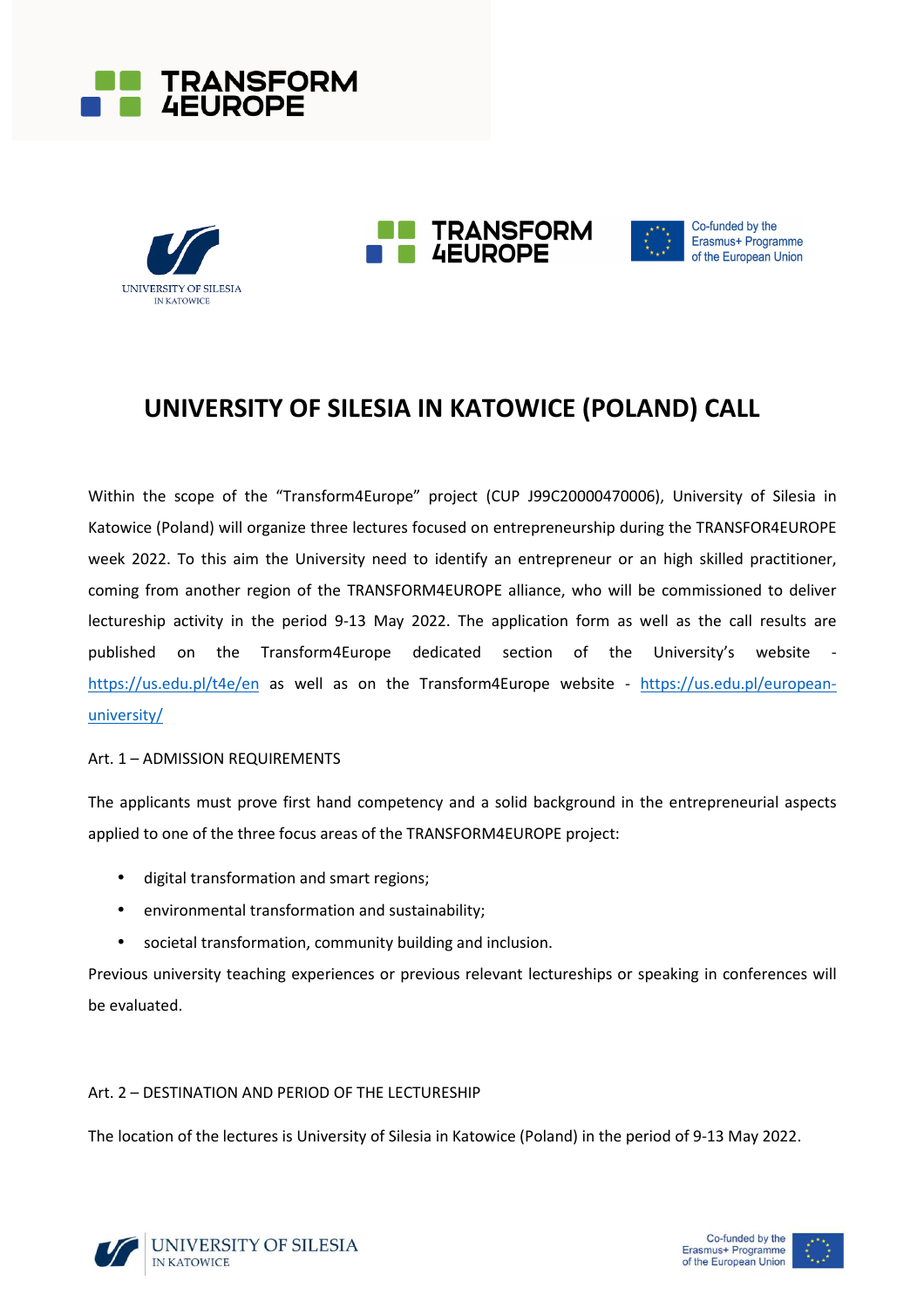# UNIVERSITY OF SILESIA IN KATOWICE (POLAND) CALL

Within the scope of the "Transform4Europe" project (CUP J99C20000470006), University of Silesia in Katowice (Poland) will organize three lectures focused on entrepreneurship during the TRANSFOR4EUROPE week 2022. To this aim the University need to identify an entrepreneur or an high skilled practitioner, coming from another region of the TRANSFORM4EUROPE alliance, who will be commissioned to deliver lectureship activity in the period 9-13 May 2022. The application form as well as the call results are published on the Transform4Europe dedicated section of the University's website - https://us.edu.pl/t4e/en as well as on the Transform4Europe website - https://us.edu.pl/european-university/

Art. 1 – ADMISSION REQUIREMENTS

The applicants must prove first hand competency and a solid background in the entrepreneurial aspects applied to one of the three focus areas of the TRANSFORM4EUROPE project:

- digital transformation and smart regions;
- environmental transformation and sustainability;
- societal transformation, community building and inclusion.

Previous university teaching experiences or previous relevant lectureships or speaking in conferences will be evaluated.

Art. 2 – DESTINATION AND PERIOD OF THE LECTURESHIP

The location of the lectures is University of Silesia in Katowice (Poland) in the period of 9-13 May 2022.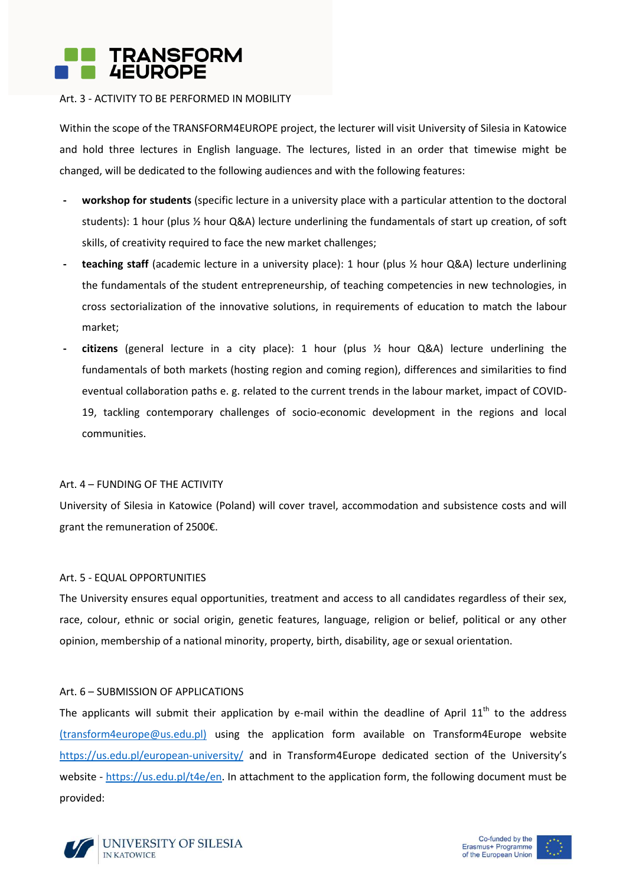Art. 3 - ACTIVITY TO BE PERFORMED IN MOBILITY

Within the scope of the TRANSFORM4EUROPE project, the lecturer will visit University of Silesia in Katowice and hold three lectures in English language. The lectures, listed in an order that timewise might be changed, will be dedicated to the following audiences and with the following features:

- **workshop for students** (specific lecture in a university place with a particular attention to the doctoral students): 1 hour (plus ½ hour Q&A) lecture underlining the fundamentals of start up creation, of soft skills, of creativity required to face the new market challenges;
- **teaching staff** (academic lecture in a university place): 1 hour (plus ½ hour Q&A) lecture underlining the fundamentals of the student entrepreneurship, of teaching competencies in new technologies, in cross sectorialization of the innovative solutions, in requirements of education to match the labour market;
- **citizens** (general lecture in a city place): 1 hour (plus ½ hour Q&A) lecture underlining the fundamentals of both markets (hosting region and coming region), differences and similarities to find eventual collaboration paths e. g. related to the current trends in the labour market, impact of COVID-19, tackling contemporary challenges of socio-economic development in the regions and local communities.

Art. 4 – FUNDING OF THE ACTIVITY

University of Silesia in Katowice (Poland) will cover travel, accommodation and subsistence costs and will grant the remuneration of 2500€.

Art. 5 - EQUAL OPPORTUNITIES

The University ensures equal opportunities, treatment and access to all candidates regardless of their sex, race, colour, ethnic or social origin, genetic features, language, religion or belief, political or any other opinion, membership of a national minority, property, birth, disability, age or sexual orientation.

Art. 6 – SUBMISSION OF APPLICATIONS

The applicants will submit their application by e-mail within the deadline of April 11th to the address (transform4europe@us.edu.pl) using the application form available on Transform4Europe website https://us.edu.pl/european-university/ and in Transform4Europe dedicated section of the University's website - https://us.edu.pl/t4e/en. In attachment to the application form, the following document must be provided: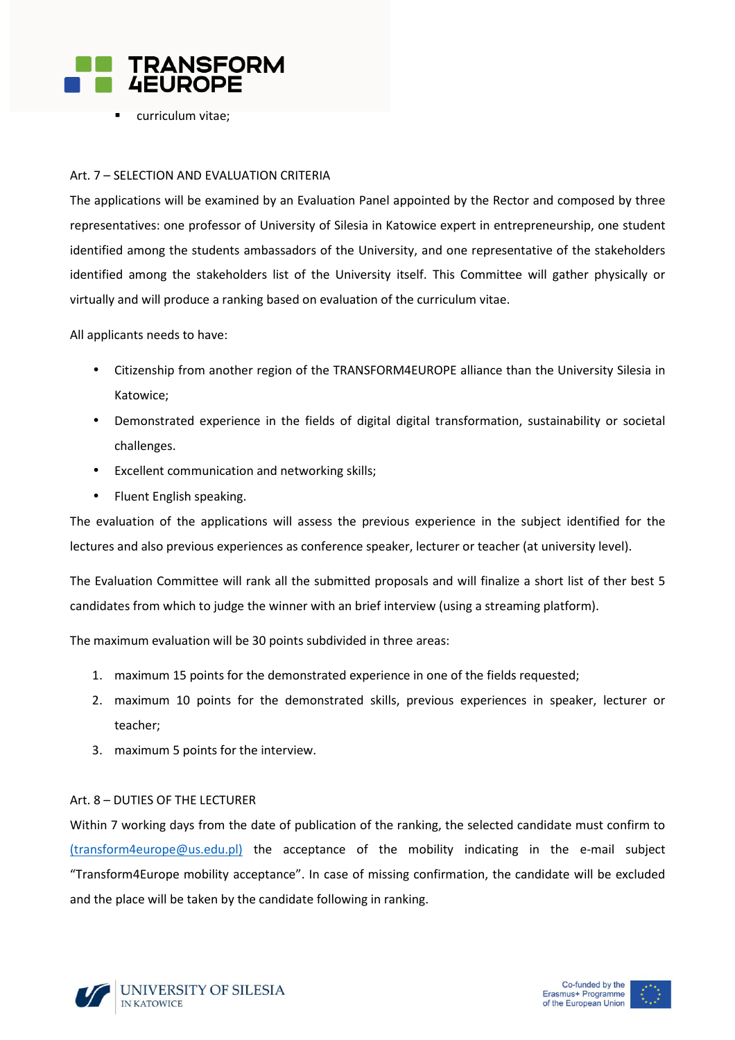- curriculum vitae;

Art. 7 – SELECTION AND EVALUATION CRITERIA

The applications will be examined by an Evaluation Panel appointed by the Rector and composed by three representatives: one professor of University of Silesia in Katowice expert in entrepreneurship, one student identified among the students ambassadors of the University, and one representative of the stakeholders identified among the stakeholders list of the University itself. This Committee will gather physically or virtually and will produce a ranking based on evaluation of the curriculum vitae.

All applicants needs to have:

- Citizenship from another region of the TRANSFORM4EUROPE alliance than the University Silesia in Katowice;
- Demonstrated experience in the fields of digital digital transformation, sustainability or societal challenges.
- Excellent communication and networking skills;
- Fluent English speaking.

The evaluation of the applications will assess the previous experience in the subject identified for the lectures and also previous experiences as conference speaker, lecturer or teacher (at university level).

The Evaluation Committee will rank all the submitted proposals and will finalize a short list of ther best 5 candidates from which to judge the winner with an brief interview (using a streaming platform).

The maximum evaluation will be 30 points subdivided in three areas:

1. maximum 15 points for the demonstrated experience in one of the fields requested;
2. maximum 10 points for the demonstrated skills, previous experiences in speaker, lecturer or teacher;
3. maximum 5 points for the interview.

Art. 8 – DUTIES OF THE LECTURER

Within 7 working days from the date of publication of the ranking, the selected candidate must confirm to (transform4europe@us.edu.pl) the acceptance of the mobility indicating in the e-mail subject "Transform4Europe mobility acceptance". In case of missing confirmation, the candidate will be excluded and the place will be taken by the candidate following in ranking.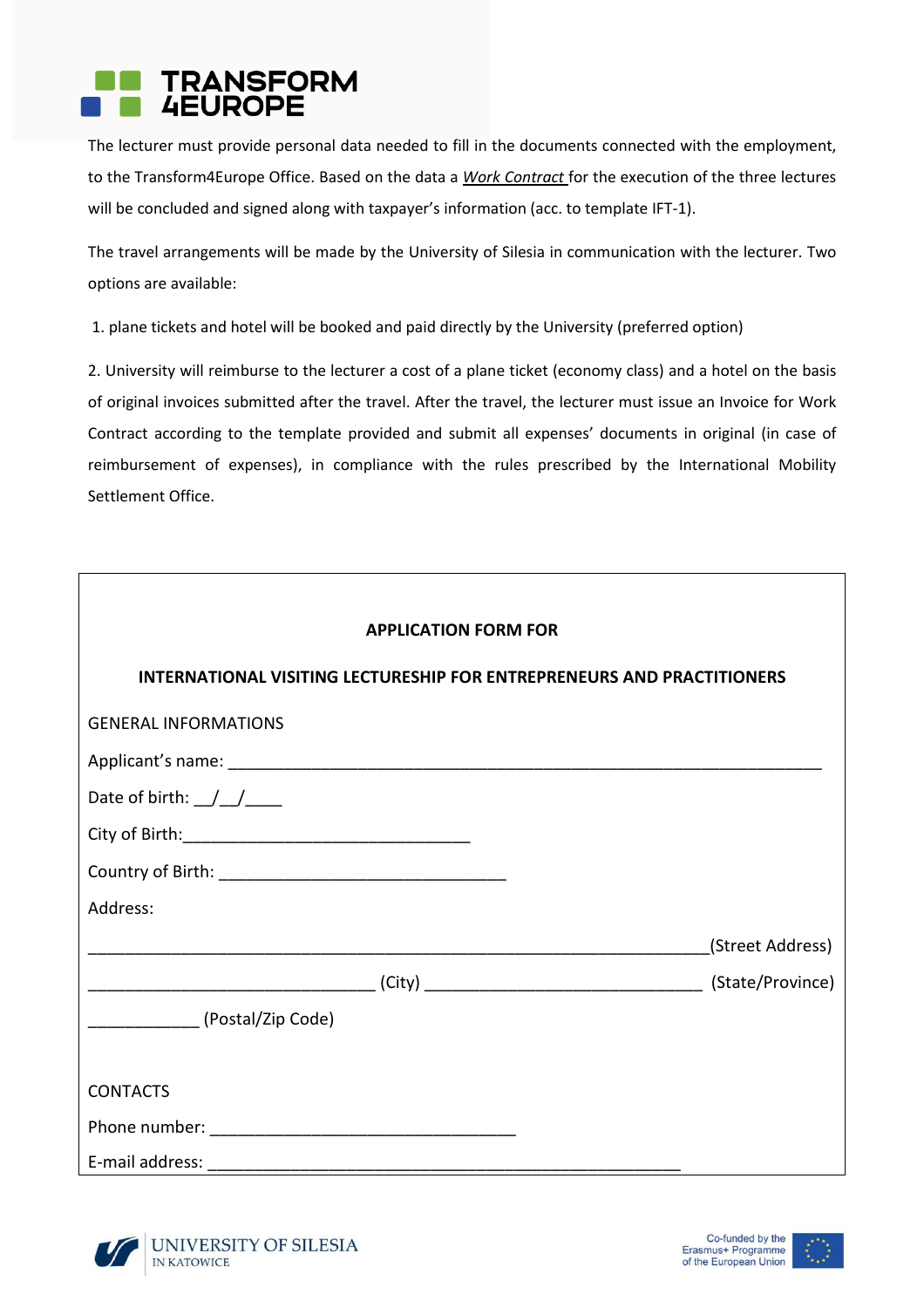The lecturer must provide personal data needed to fill in the documents connected with the employment, to the Transform4Europe Office. Based on the data a *Work Contract* for the execution of the three lectures will be concluded and signed along with taxpayer's information (acc. to template IFT-1).

The travel arrangements will be made by the University of Silesia in communication with the lecturer. Two options are available:

1. plane tickets and hotel will be booked and paid directly by the University (preferred option)

2. University will reimburse to the lecturer a cost of a plane ticket (economy class) and a hotel on the basis of original invoices submitted after the travel. After the travel, the lecturer must issue an Invoice for Work Contract according to the template provided and submit all expenses' documents in original (in case of reimbursement of expenses), in compliance with the rules prescribed by the International Mobility Settlement Office.

**APPLICATION FORM FOR**

**INTERNATIONAL VISITING LECTURESHIP FOR ENTREPRENEURS AND PRACTITIONERS**

GENERAL INFORMATIONS

Applicant's name: ____________________________________________________________

Date of birth: __/__/____

City of Birth:______________________________

Country of Birth: ______________________________

Address:

_________________________________________________________________(Street Address)

______________________________ (City) _____________________________ (State/Province)

___________ (Postal/Zip Code)

CONTACTS

Phone number: ________________________________

E-mail address: __________________________________________________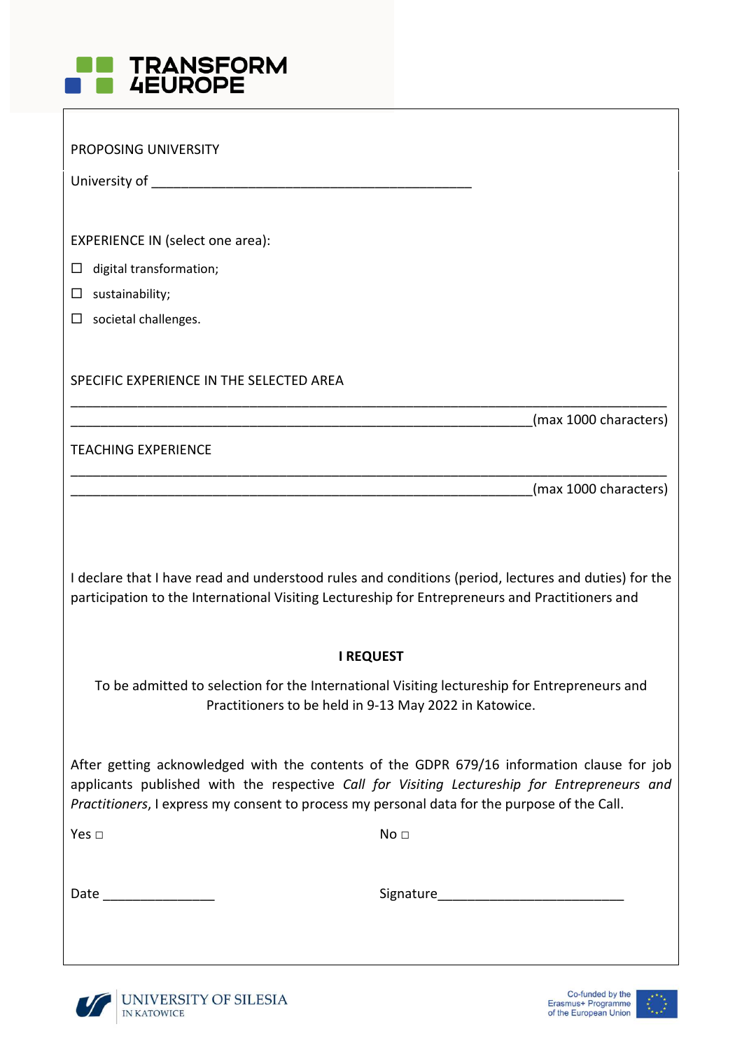TRANSFORM 4EUROPE

PROPOSING UNIVERSITY

University of ___________________________________________

EXPERIENCE IN (select one area):

- ☐ digital transformation;
- ☐ sustainability;
- ☐ societal challenges.

SPECIFIC EXPERIENCE IN THE SELECTED AREA

_______________________________________________________________________________

______________________________________________________________(max 1000 characters)

TEACHING EXPERIENCE

_______________________________________________________________________________

______________________________________________________________(max 1000 characters)

I declare that I have read and understood rules and conditions (period, lectures and duties) for the participation to the International Visiting Lectureship for Entrepreneurs and Practitioners and

**I REQUEST**

To be admitted to selection for the International Visiting lectureship for Entrepreneurs and Practitioners to be held in 9-13 May 2022 in Katowice.

After getting acknowledged with the contents of the GDPR 679/16 information clause for job applicants published with the respective *Call for Visiting Lectureship for Entrepreneurs and Practitioners*, I express my consent to process my personal data for the purpose of the Call.

Yes ☐ No ☐

Date _______________ Signature_________________________

UNIVERSITY OF SILESIA IN KATOWICE

Co-funded by the Erasmus+ Programme of the European Union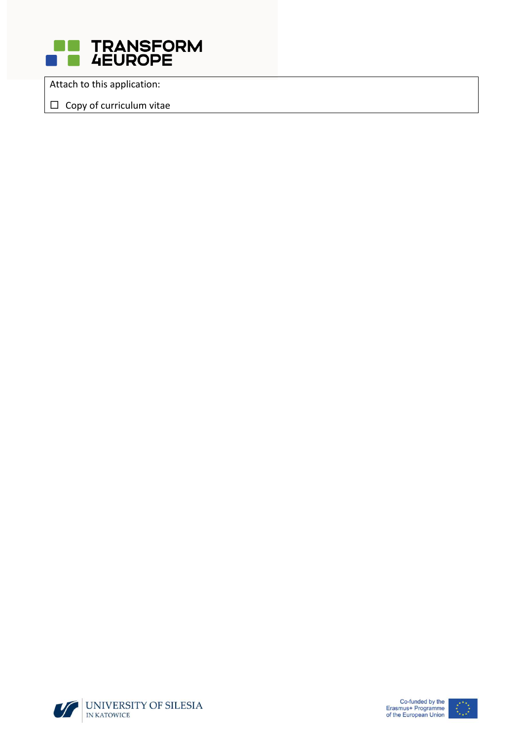Attach to this application:

☐ Copy of curriculum vitae